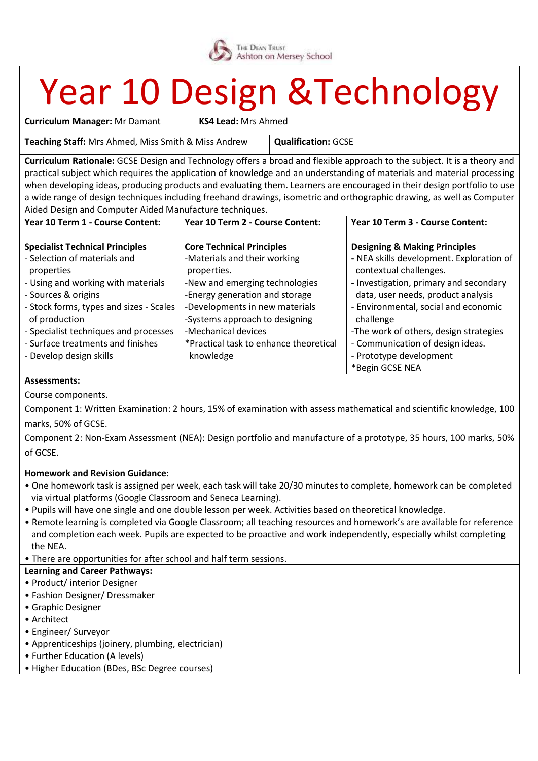The Dean Trust
Ashton on Mersey School

# Year 10 Design &Technology

**Curriculum Manager:** Mr Damant **KS4 Lead:** Mrs Ahmed

**Teaching Staff:** Mrs Ahmed, Miss Smith & Miss Andrew | **Qualification:** GCSE

**Curriculum Rationale:** GCSE Design and Technology offers a broad and flexible approach to the subject. It is a theory and practical subject which requires the application of knowledge and an understanding of materials and material processing when developing ideas, producing products and evaluating them. Learners are encouraged in their design portfolio to use a wide range of design techniques including freehand drawings, isometric and orthographic drawing, as well as Computer Aided Design and Computer Aided Manufacture techniques.

| Year 10 Term 1 - Course Content: | Year 10 Term 2 - Course Content: | Year 10 Term 3 - Course Content: |
|---|---|---|
| **Specialist Technical Principles**<br>- Selection of materials and properties<br>- Using and working with materials<br>- Sources & origins<br>- Stock forms, types and sizes - Scales of production<br>- Specialist techniques and processes<br>- Surface treatments and finishes<br>- Develop design skills | **Core Technical Principles**<br>-Materials and their working properties.<br>-New and emerging technologies<br>-Energy generation and storage<br>-Developments in new materials<br>-Systems approach to designing<br>-Mechanical devices<br>*Practical task to enhance theoretical knowledge | **Designing & Making Principles**<br>- NEA skills development. Exploration of contextual challenges.<br>- Investigation, primary and secondary data, user needs, product analysis<br>- Environmental, social and economic challenge<br>-The work of others, design strategies<br>- Communication of design ideas.<br>- Prototype development<br>*Begin GCSE NEA |

**Assessments:**

Course components.

Component 1: Written Examination: 2 hours, 15% of examination with assess mathematical and scientific knowledge, 100 marks, 50% of GCSE.

Component 2: Non-Exam Assessment (NEA): Design portfolio and manufacture of a prototype, 35 hours, 100 marks, 50% of GCSE.

**Homework and Revision Guidance:**

- One homework task is assigned per week, each task will take 20/30 minutes to complete, homework can be completed via virtual platforms (Google Classroom and Seneca Learning).
- Pupils will have one single and one double lesson per week. Activities based on theoretical knowledge.
- Remote learning is completed via Google Classroom; all teaching resources and homework's are available for reference and completion each week. Pupils are expected to be proactive and work independently, especially whilst completing the NEA.
- There are opportunities for after school and half term sessions.

**Learning and Career Pathways:**

- Product/ interior Designer
- Fashion Designer/ Dressmaker
- Graphic Designer
- Architect
- Engineer/ Surveyor
- Apprenticeships (joinery, plumbing, electrician)
- Further Education (A levels)
- Higher Education (BDes, BSc Degree courses)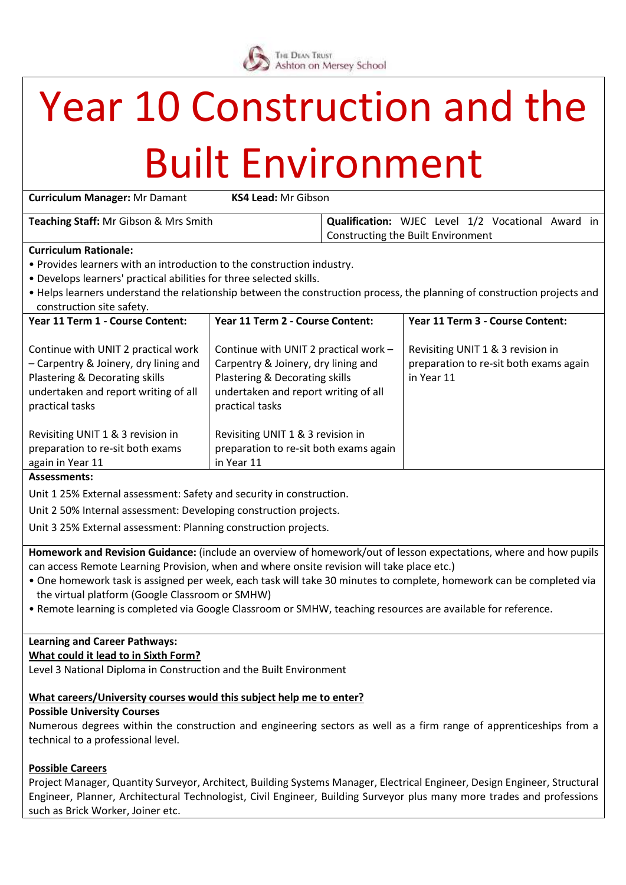# Year 10 Construction and the Built Environment

**Curriculum Manager:** Mr Damant **KS4 Lead:** Mr Gibson

**Teaching Staff:** Mr Gibson & Mrs Smith

**Qualification:** WJEC Level 1/2 Vocational Award in Constructing the Built Environment

**Curriculum Rationale:**

- Provides learners with an introduction to the construction industry.
- Develops learners' practical abilities for three selected skills.
- Helps learners understand the relationship between the construction process, the planning of construction projects and construction site safety.

| Year 11 Term 1 - Course Content: | Year 11 Term 2 - Course Content: | Year 11 Term 3 - Course Content: |
|---|---|---|
| Continue with UNIT 2 practical work – Carpentry & Joinery, dry lining and Plastering & Decorating skills undertaken and report writing of all practical tasks<br><br>Revisiting UNIT 1 & 3 revision in preparation to re-sit both exams again in Year 11 | Continue with UNIT 2 practical work – Carpentry & Joinery, dry lining and Plastering & Decorating skills undertaken and report writing of all practical tasks<br><br>Revisiting UNIT 1 & 3 revision in preparation to re-sit both exams again in Year 11 | Revisiting UNIT 1 & 3 revision in preparation to re-sit both exams again in Year 11 |

**Assessments:**

Unit 1 25% External assessment: Safety and security in construction.

Unit 2 50% Internal assessment: Developing construction projects.

Unit 3 25% External assessment: Planning construction projects.

**Homework and Revision Guidance:** (include an overview of homework/out of lesson expectations, where and how pupils can access Remote Learning Provision, when and where onsite revision will take place etc.)

- One homework task is assigned per week, each task will take 30 minutes to complete, homework can be completed via the virtual platform (Google Classroom or SMHW)
- Remote learning is completed via Google Classroom or SMHW, teaching resources are available for reference.

**Learning and Career Pathways:**

**What could it lead to in Sixth Form?**

Level 3 National Diploma in Construction and the Built Environment

**What careers/University courses would this subject help me to enter?**

**Possible University Courses**

Numerous degrees within the construction and engineering sectors as well as a firm range of apprenticeships from a technical to a professional level.

**Possible Careers**

Project Manager, Quantity Surveyor, Architect, Building Systems Manager, Electrical Engineer, Design Engineer, Structural Engineer, Planner, Architectural Technologist, Civil Engineer, Building Surveyor plus many more trades and professions such as Brick Worker, Joiner etc.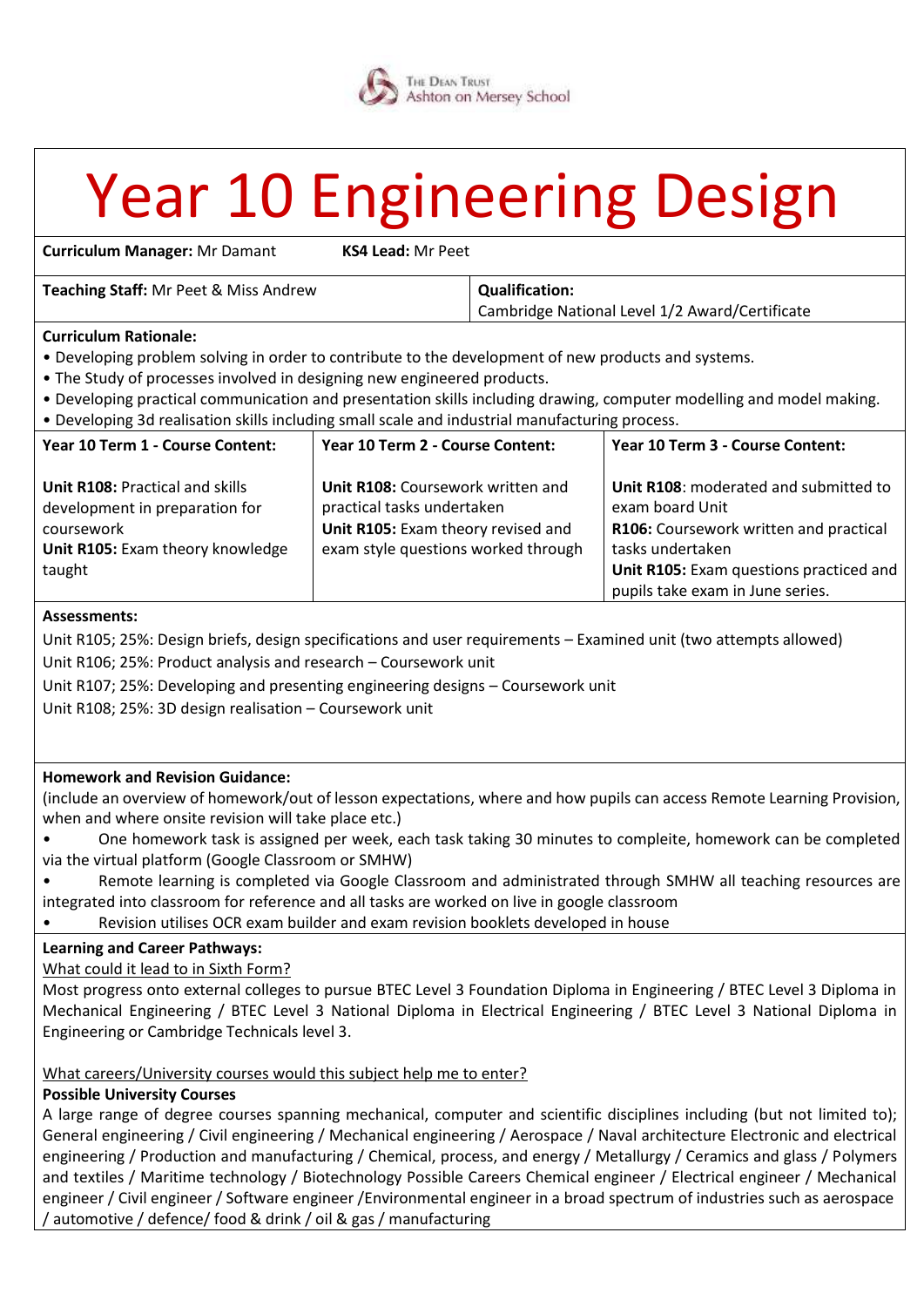The Dean Trust
Ashton on Mersey School

# Year 10 Engineering Design

**Curriculum Manager:** Mr Damant **KS4 Lead:** Mr Peet

| | |
|---|---|
| **Teaching Staff:** Mr Peet & Miss Andrew | **Qualification:** Cambridge National Level 1/2 Award/Certificate |

**Curriculum Rationale:**

- Developing problem solving in order to contribute to the development of new products and systems.
- The Study of processes involved in designing new engineered products.
- Developing practical communication and presentation skills including drawing, computer modelling and model making.
- Developing 3d realisation skills including small scale and industrial manufacturing process.

| Year 10 Term 1 - Course Content: | Year 10 Term 2 - Course Content: | Year 10 Term 3 - Course Content: |
|---|---|---|
| **Unit R108:** Practical and skills development in preparation for coursework<br>**Unit R105:** Exam theory knowledge taught | **Unit R108:** Coursework written and practical tasks undertaken<br>**Unit R105:** Exam theory revised and exam style questions worked through | **Unit R108**: moderated and submitted to exam board Unit<br>**R106:** Coursework written and practical tasks undertaken<br>**Unit R105:** Exam questions practiced and pupils take exam in June series. |

**Assessments:**

Unit R105; 25%: Design briefs, design specifications and user requirements – Examined unit (two attempts allowed)

Unit R106; 25%: Product analysis and research – Coursework unit

Unit R107; 25%: Developing and presenting engineering designs – Coursework unit

Unit R108; 25%: 3D design realisation – Coursework unit

**Homework and Revision Guidance:**

(include an overview of homework/out of lesson expectations, where and how pupils can access Remote Learning Provision, when and where onsite revision will take place etc.)

- One homework task is assigned per week, each task taking 30 minutes to compleite, homework can be completed via the virtual platform (Google Classroom or SMHW)
- Remote learning is completed via Google Classroom and administrated through SMHW all teaching resources are integrated into classroom for reference and all tasks are worked on live in google classroom
- Revision utilises OCR exam builder and exam revision booklets developed in house

**Learning and Career Pathways:**

<u>What could it lead to in Sixth Form?</u>

Most progress onto external colleges to pursue BTEC Level 3 Foundation Diploma in Engineering / BTEC Level 3 Diploma in Mechanical Engineering / BTEC Level 3 National Diploma in Electrical Engineering / BTEC Level 3 National Diploma in Engineering or Cambridge Technicals level 3.

<u>What careers/University courses would this subject help me to enter?</u>

**Possible University Courses**

A large range of degree courses spanning mechanical, computer and scientific disciplines including (but not limited to); General engineering / Civil engineering / Mechanical engineering / Aerospace / Naval architecture Electronic and electrical engineering / Production and manufacturing / Chemical, process, and energy / Metallurgy / Ceramics and glass / Polymers and textiles / Maritime technology / Biotechnology Possible Careers Chemical engineer / Electrical engineer / Mechanical engineer / Civil engineer / Software engineer /Environmental engineer in a broad spectrum of industries such as aerospace / automotive / defence/ food & drink / oil & gas / manufacturing